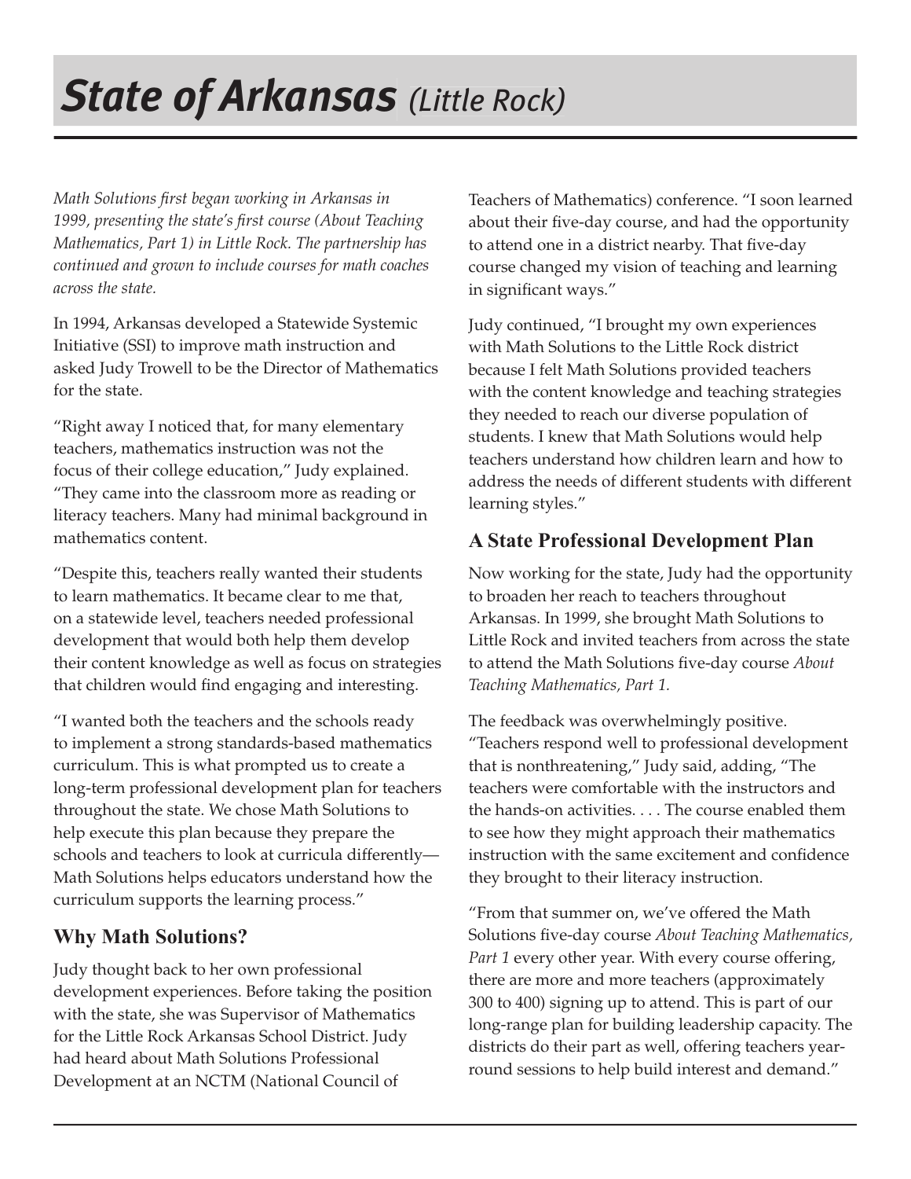# *State of Arkansas* *(Little Rock)*

*Math Solutions first began working in Arkansas in 1999, presenting the state's first course (About Teaching Mathematics, Part 1) in Little Rock. The partnership has continued and grown to include courses for math coaches across the state.*

In 1994, Arkansas developed a Statewide Systemic Initiative (SSI) to improve math instruction and asked Judy Trowell to be the Director of Mathematics for the state.

"Right away I noticed that, for many elementary teachers, mathematics instruction was not the focus of their college education," Judy explained. "They came into the classroom more as reading or literacy teachers. Many had minimal background in mathematics content.

"Despite this, teachers really wanted their students to learn mathematics. It became clear to me that, on a statewide level, teachers needed professional development that would both help them develop their content knowledge as well as focus on strategies that children would find engaging and interesting.

"I wanted both the teachers and the schools ready to implement a strong standards-based mathematics curriculum. This is what prompted us to create a long-term professional development plan for teachers throughout the state. We chose Math Solutions to help execute this plan because they prepare the schools and teachers to look at curricula differently—Math Solutions helps educators understand how the curriculum supports the learning process."

## Why Math Solutions?

Judy thought back to her own professional development experiences. Before taking the position with the state, she was Supervisor of Mathematics for the Little Rock Arkansas School District. Judy had heard about Math Solutions Professional Development at an NCTM (National Council of Teachers of Mathematics) conference. "I soon learned about their five-day course, and had the opportunity to attend one in a district nearby. That five-day course changed my vision of teaching and learning in significant ways."

Judy continued, "I brought my own experiences with Math Solutions to the Little Rock district because I felt Math Solutions provided teachers with the content knowledge and teaching strategies they needed to reach our diverse population of students. I knew that Math Solutions would help teachers understand how children learn and how to address the needs of different students with different learning styles."

## A State Professional Development Plan

Now working for the state, Judy had the opportunity to broaden her reach to teachers throughout Arkansas. In 1999, she brought Math Solutions to Little Rock and invited teachers from across the state to attend the Math Solutions five-day course *About Teaching Mathematics, Part 1.*

The feedback was overwhelmingly positive. "Teachers respond well to professional development that is nonthreatening," Judy said, adding, "The teachers were comfortable with the instructors and the hands-on activities. . . . The course enabled them to see how they might approach their mathematics instruction with the same excitement and confidence they brought to their literacy instruction.

"From that summer on, we've offered the Math Solutions five-day course *About Teaching Mathematics, Part 1* every other year. With every course offering, there are more and more teachers (approximately 300 to 400) signing up to attend. This is part of our long-range plan for building leadership capacity. The districts do their part as well, offering teachers year-round sessions to help build interest and demand."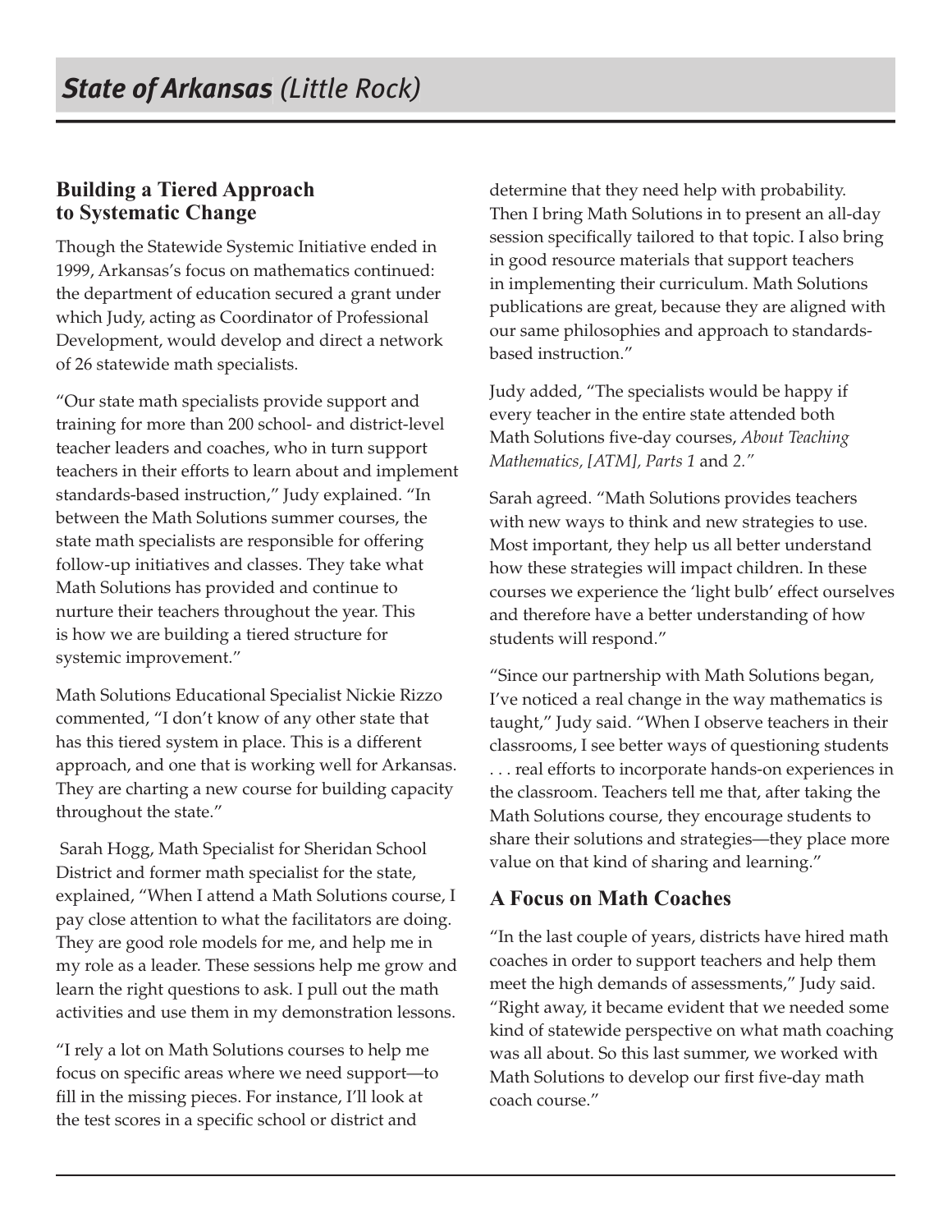## State of Arkansas *(Little Rock)*

### Building a Tiered Approach to Systematic Change

Though the Statewide Systemic Initiative ended in 1999, Arkansas's focus on mathematics continued: the department of education secured a grant under which Judy, acting as Coordinator of Professional Development, would develop and direct a network of 26 statewide math specialists.

"Our state math specialists provide support and training for more than 200 school- and district-level teacher leaders and coaches, who in turn support teachers in their efforts to learn about and implement standards-based instruction," Judy explained. "In between the Math Solutions summer courses, the state math specialists are responsible for offering follow-up initiatives and classes. They take what Math Solutions has provided and continue to nurture their teachers throughout the year. This is how we are building a tiered structure for systemic improvement."

Math Solutions Educational Specialist Nickie Rizzo commented, "I don't know of any other state that has this tiered system in place. This is a different approach, and one that is working well for Arkansas. They are charting a new course for building capacity throughout the state."

Sarah Hogg, Math Specialist for Sheridan School District and former math specialist for the state, explained, "When I attend a Math Solutions course, I pay close attention to what the facilitators are doing. They are good role models for me, and help me in my role as a leader. These sessions help me grow and learn the right questions to ask. I pull out the math activities and use them in my demonstration lessons.

"I rely a lot on Math Solutions courses to help me focus on specific areas where we need support—to fill in the missing pieces. For instance, I'll look at the test scores in a specific school or district and determine that they need help with probability. Then I bring Math Solutions in to present an all-day session specifically tailored to that topic. I also bring in good resource materials that support teachers in implementing their curriculum. Math Solutions publications are great, because they are aligned with our same philosophies and approach to standards-based instruction."

Judy added, "The specialists would be happy if every teacher in the entire state attended both Math Solutions five-day courses, *About Teaching Mathematics, [ATM], Parts 1* and *2*."

Sarah agreed. "Math Solutions provides teachers with new ways to think and new strategies to use. Most important, they help us all better understand how these strategies will impact children. In these courses we experience the 'light bulb' effect ourselves and therefore have a better understanding of how students will respond."

"Since our partnership with Math Solutions began, I've noticed a real change in the way mathematics is taught," Judy said. "When I observe teachers in their classrooms, I see better ways of questioning students . . . real efforts to incorporate hands-on experiences in the classroom. Teachers tell me that, after taking the Math Solutions course, they encourage students to share their solutions and strategies—they place more value on that kind of sharing and learning."

### A Focus on Math Coaches

"In the last couple of years, districts have hired math coaches in order to support teachers and help them meet the high demands of assessments," Judy said. "Right away, it became evident that we needed some kind of statewide perspective on what math coaching was all about. So this last summer, we worked with Math Solutions to develop our first five-day math coach course."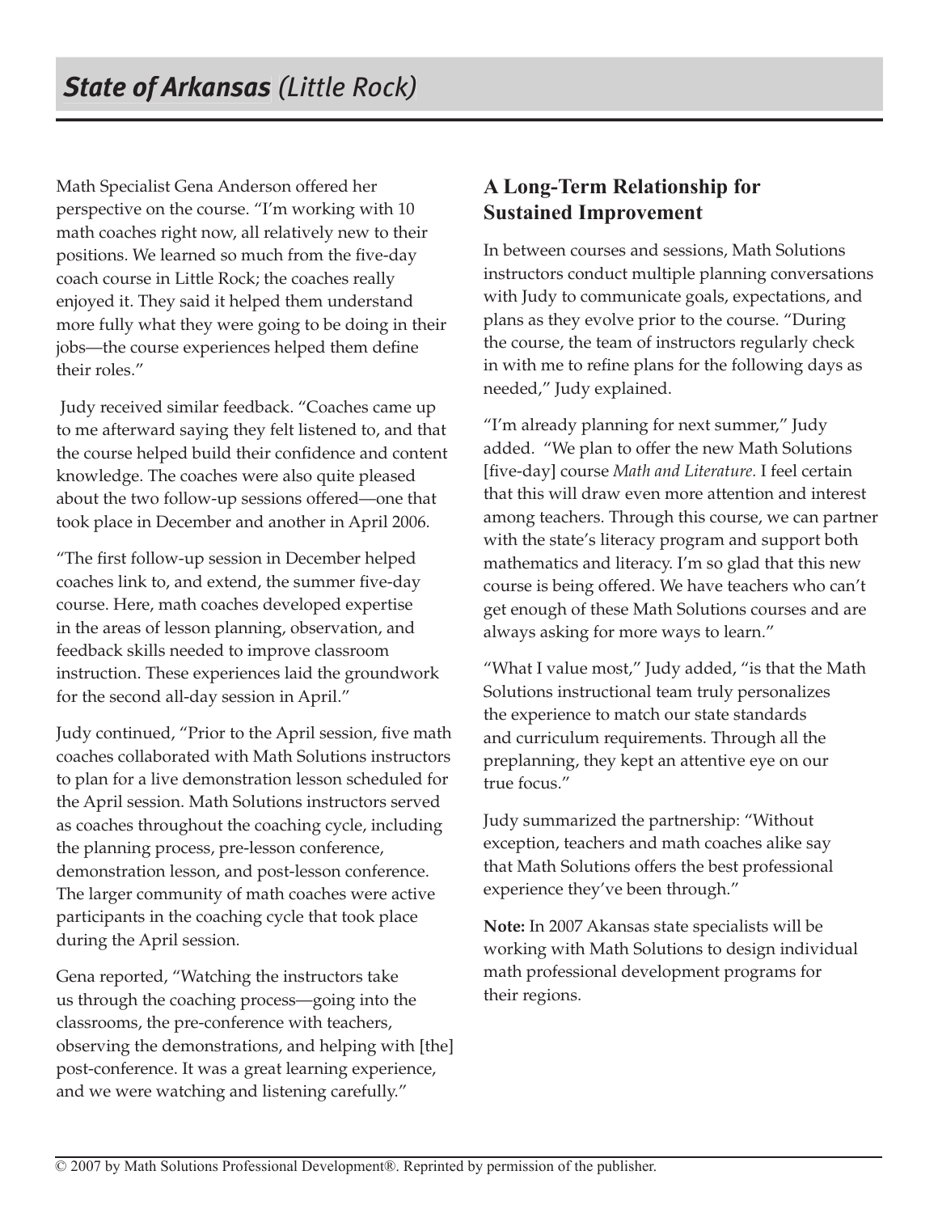# *State of Arkansas* *(Little Rock)*

Math Specialist Gena Anderson offered her perspective on the course. "I'm working with 10 math coaches right now, all relatively new to their positions. We learned so much from the five-day coach course in Little Rock; the coaches really enjoyed it. They said it helped them understand more fully what they were going to be doing in their jobs—the course experiences helped them define their roles."

Judy received similar feedback. "Coaches came up to me afterward saying they felt listened to, and that the course helped build their confidence and content knowledge. The coaches were also quite pleased about the two follow-up sessions offered—one that took place in December and another in April 2006.

"The first follow-up session in December helped coaches link to, and extend, the summer five-day course. Here, math coaches developed expertise in the areas of lesson planning, observation, and feedback skills needed to improve classroom instruction. These experiences laid the groundwork for the second all-day session in April."

Judy continued, "Prior to the April session, five math coaches collaborated with Math Solutions instructors to plan for a live demonstration lesson scheduled for the April session. Math Solutions instructors served as coaches throughout the coaching cycle, including the planning process, pre-lesson conference, demonstration lesson, and post-lesson conference. The larger community of math coaches were active participants in the coaching cycle that took place during the April session.

Gena reported, "Watching the instructors take us through the coaching process—going into the classrooms, the pre-conference with teachers, observing the demonstrations, and helping with [the] post-conference. It was a great learning experience, and we were watching and listening carefully."

## A Long-Term Relationship for Sustained Improvement

In between courses and sessions, Math Solutions instructors conduct multiple planning conversations with Judy to communicate goals, expectations, and plans as they evolve prior to the course. "During the course, the team of instructors regularly check in with me to refine plans for the following days as needed," Judy explained.

"I'm already planning for next summer," Judy added. "We plan to offer the new Math Solutions [five-day] course *Math and Literature.* I feel certain that this will draw even more attention and interest among teachers. Through this course, we can partner with the state's literacy program and support both mathematics and literacy. I'm so glad that this new course is being offered. We have teachers who can't get enough of these Math Solutions courses and are always asking for more ways to learn."

"What I value most," Judy added, "is that the Math Solutions instructional team truly personalizes the experience to match our state standards and curriculum requirements. Through all the preplanning, they kept an attentive eye on our true focus."

Judy summarized the partnership: "Without exception, teachers and math coaches alike say that Math Solutions offers the best professional experience they've been through."

**Note:** In 2007 Akansas state specialists will be working with Math Solutions to design individual math professional development programs for their regions.

© 2007 by Math Solutions Professional Development®. Reprinted by permission of the publisher.